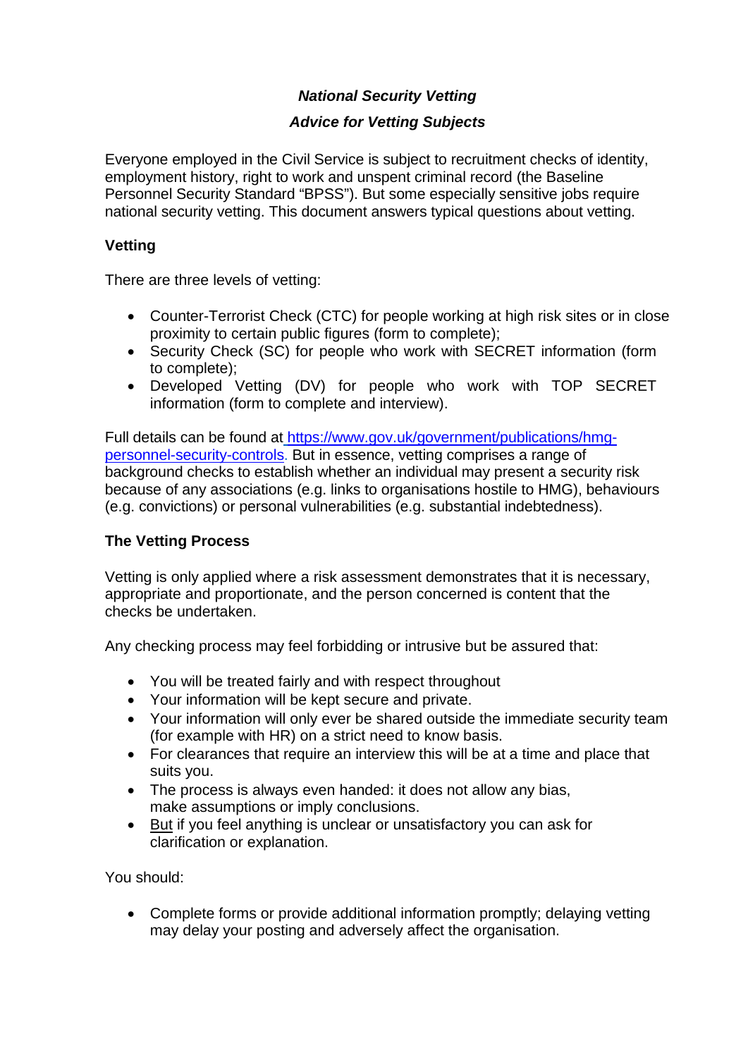***National Security Vetting***

***Advice for Vetting Subjects***

Everyone employed in the Civil Service is subject to recruitment checks of identity, employment history, right to work and unspent criminal record (the Baseline Personnel Security Standard "BPSS"). But some especially sensitive jobs require national security vetting. This document answers typical questions about vetting.

## Vetting

There are three levels of vetting:

- Counter-Terrorist Check (CTC) for people working at high risk sites or in close proximity to certain public figures (form to complete);
- Security Check (SC) for people who work with SECRET information (form to complete);
- Developed Vetting (DV) for people who work with TOP SECRET information (form to complete and interview).

Full details can be found at [https://www.gov.uk/government/publications/hmg-personnel-security-controls](https://www.gov.uk/government/publications/hmg-personnel-security-controls). But in essence, vetting comprises a range of background checks to establish whether an individual may present a security risk because of any associations (e.g. links to organisations hostile to HMG), behaviours (e.g. convictions) or personal vulnerabilities (e.g. substantial indebtedness).

## The Vetting Process

Vetting is only applied where a risk assessment demonstrates that it is necessary, appropriate and proportionate, and the person concerned is content that the checks be undertaken.

Any checking process may feel forbidding or intrusive but be assured that:

- You will be treated fairly and with respect throughout
- Your information will be kept secure and private.
- Your information will only ever be shared outside the immediate security team (for example with HR) on a strict need to know basis.
- For clearances that require an interview this will be at a time and place that suits you.
- The process is always even handed: it does not allow any bias, make assumptions or imply conclusions.
- <u>But</u> if you feel anything is unclear or unsatisfactory you can ask for clarification or explanation.

You should:

- Complete forms or provide additional information promptly; delaying vetting may delay your posting and adversely affect the organisation.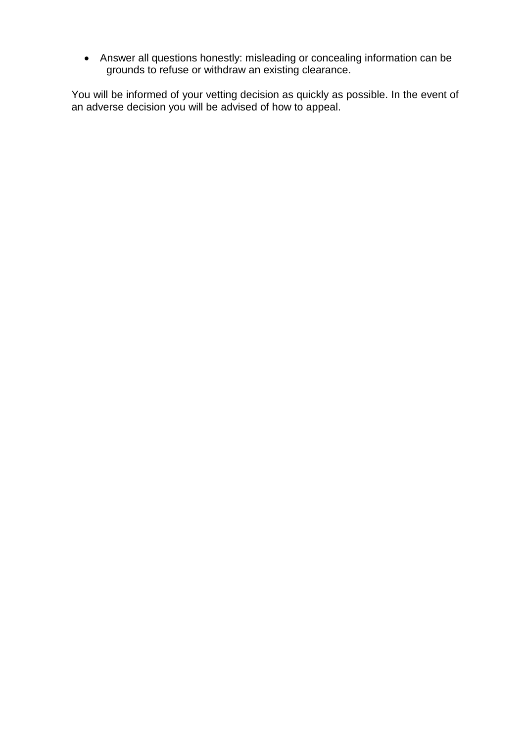- Answer all questions honestly: misleading or concealing information can be grounds to refuse or withdraw an existing clearance.

You will be informed of your vetting decision as quickly as possible. In the event of an adverse decision you will be advised of how to appeal.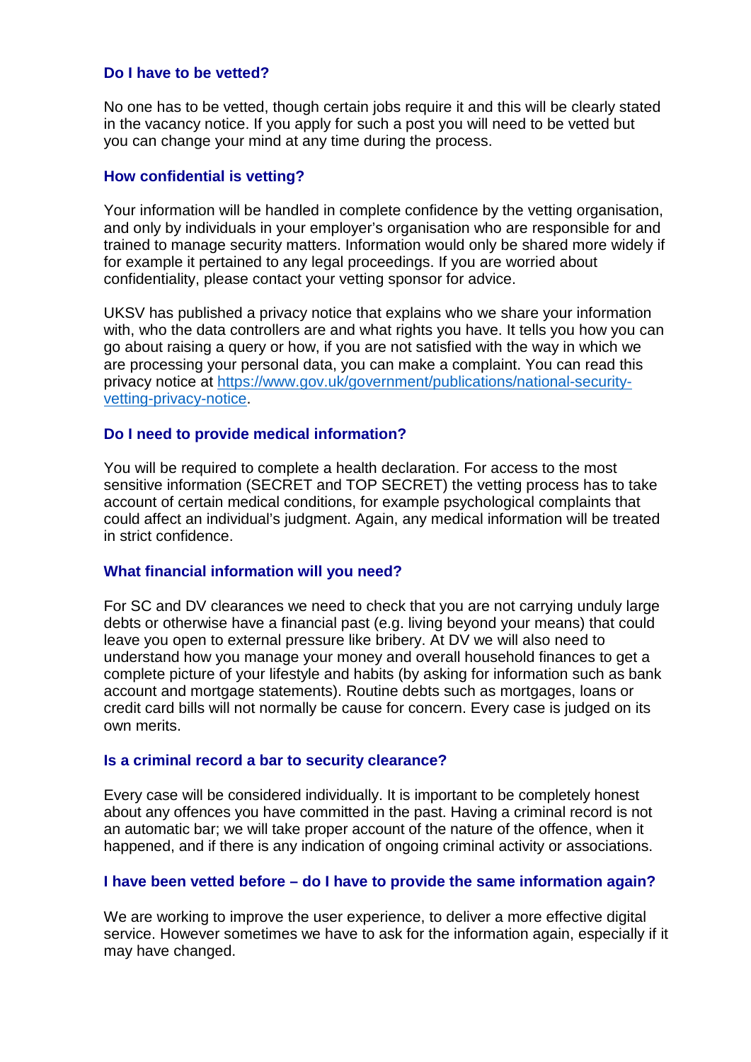### Do I have to be vetted?

No one has to be vetted, though certain jobs require it and this will be clearly stated in the vacancy notice. If you apply for such a post you will need to be vetted but you can change your mind at any time during the process.

### How confidential is vetting?

Your information will be handled in complete confidence by the vetting organisation, and only by individuals in your employer's organisation who are responsible for and trained to manage security matters. Information would only be shared more widely if for example it pertained to any legal proceedings. If you are worried about confidentiality, please contact your vetting sponsor for advice.

UKSV has published a privacy notice that explains who we share your information with, who the data controllers are and what rights you have. It tells you how you can go about raising a query or how, if you are not satisfied with the way in which we are processing your personal data, you can make a complaint. You can read this privacy notice at [https://www.gov.uk/government/publications/national-security-vetting-privacy-notice](https://www.gov.uk/government/publications/national-security-vetting-privacy-notice).

### Do I need to provide medical information?

You will be required to complete a health declaration. For access to the most sensitive information (SECRET and TOP SECRET) the vetting process has to take account of certain medical conditions, for example psychological complaints that could affect an individual's judgment. Again, any medical information will be treated in strict confidence.

### What financial information will you need?

For SC and DV clearances we need to check that you are not carrying unduly large debts or otherwise have a financial past (e.g. living beyond your means) that could leave you open to external pressure like bribery. At DV we will also need to understand how you manage your money and overall household finances to get a complete picture of your lifestyle and habits (by asking for information such as bank account and mortgage statements). Routine debts such as mortgages, loans or credit card bills will not normally be cause for concern. Every case is judged on its own merits.

### Is a criminal record a bar to security clearance?

Every case will be considered individually. It is important to be completely honest about any offences you have committed in the past. Having a criminal record is not an automatic bar; we will take proper account of the nature of the offence, when it happened, and if there is any indication of ongoing criminal activity or associations.

### I have been vetted before – do I have to provide the same information again?

We are working to improve the user experience, to deliver a more effective digital service. However sometimes we have to ask for the information again, especially if it may have changed.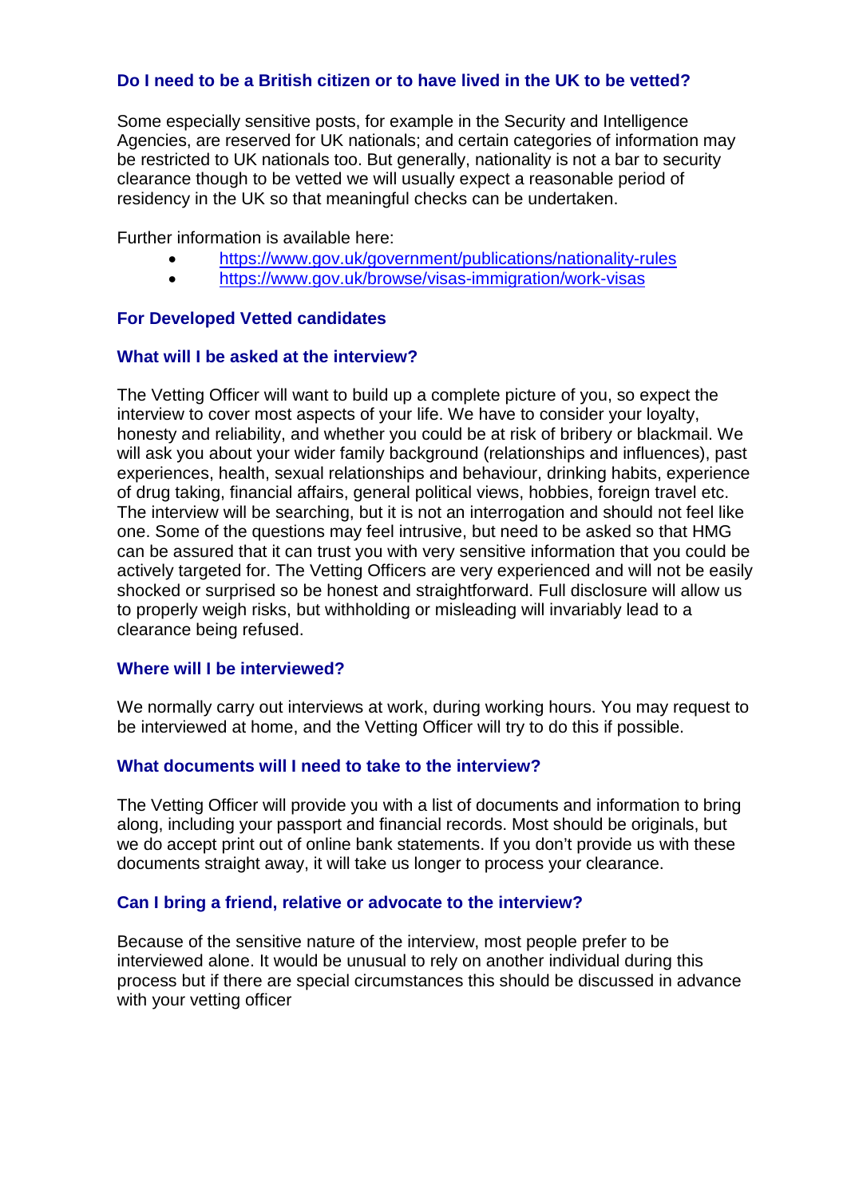### Do I need to be a British citizen or to have lived in the UK to be vetted?

Some especially sensitive posts, for example in the Security and Intelligence Agencies, are reserved for UK nationals; and certain categories of information may be restricted to UK nationals too. But generally, nationality is not a bar to security clearance though to be vetted we will usually expect a reasonable period of residency in the UK so that meaningful checks can be undertaken.

Further information is available here:

- https://www.gov.uk/government/publications/nationality-rules
- https://www.gov.uk/browse/visas-immigration/work-visas

### For Developed Vetted candidates

### What will I be asked at the interview?

The Vetting Officer will want to build up a complete picture of you, so expect the interview to cover most aspects of your life. We have to consider your loyalty, honesty and reliability, and whether you could be at risk of bribery or blackmail. We will ask you about your wider family background (relationships and influences), past experiences, health, sexual relationships and behaviour, drinking habits, experience of drug taking, financial affairs, general political views, hobbies, foreign travel etc. The interview will be searching, but it is not an interrogation and should not feel like one. Some of the questions may feel intrusive, but need to be asked so that HMG can be assured that it can trust you with very sensitive information that you could be actively targeted for. The Vetting Officers are very experienced and will not be easily shocked or surprised so be honest and straightforward. Full disclosure will allow us to properly weigh risks, but withholding or misleading will invariably lead to a clearance being refused.

### Where will I be interviewed?

We normally carry out interviews at work, during working hours. You may request to be interviewed at home, and the Vetting Officer will try to do this if possible.

### What documents will I need to take to the interview?

The Vetting Officer will provide you with a list of documents and information to bring along, including your passport and financial records. Most should be originals, but we do accept print out of online bank statements. If you don't provide us with these documents straight away, it will take us longer to process your clearance.

### Can I bring a friend, relative or advocate to the interview?

Because of the sensitive nature of the interview, most people prefer to be interviewed alone. It would be unusual to rely on another individual during this process but if there are special circumstances this should be discussed in advance with your vetting officer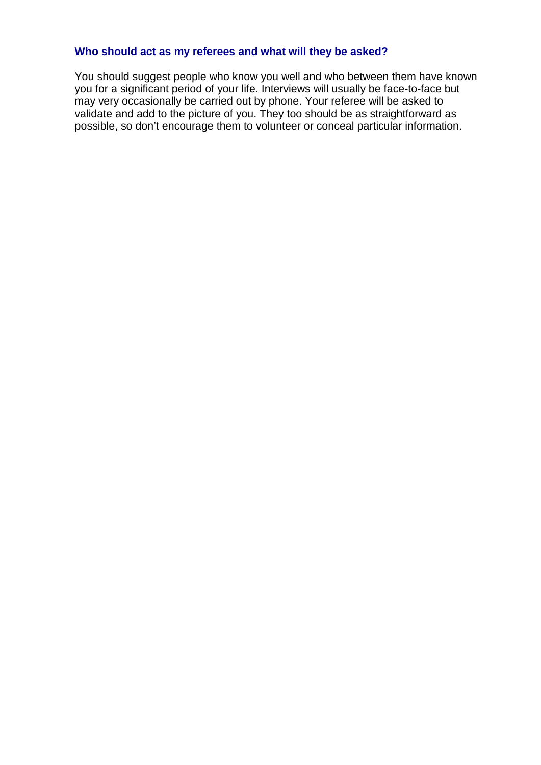### Who should act as my referees and what will they be asked?

You should suggest people who know you well and who between them have known you for a significant period of your life. Interviews will usually be face-to-face but may very occasionally be carried out by phone. Your referee will be asked to validate and add to the picture of you. They too should be as straightforward as possible, so don't encourage them to volunteer or conceal particular information.